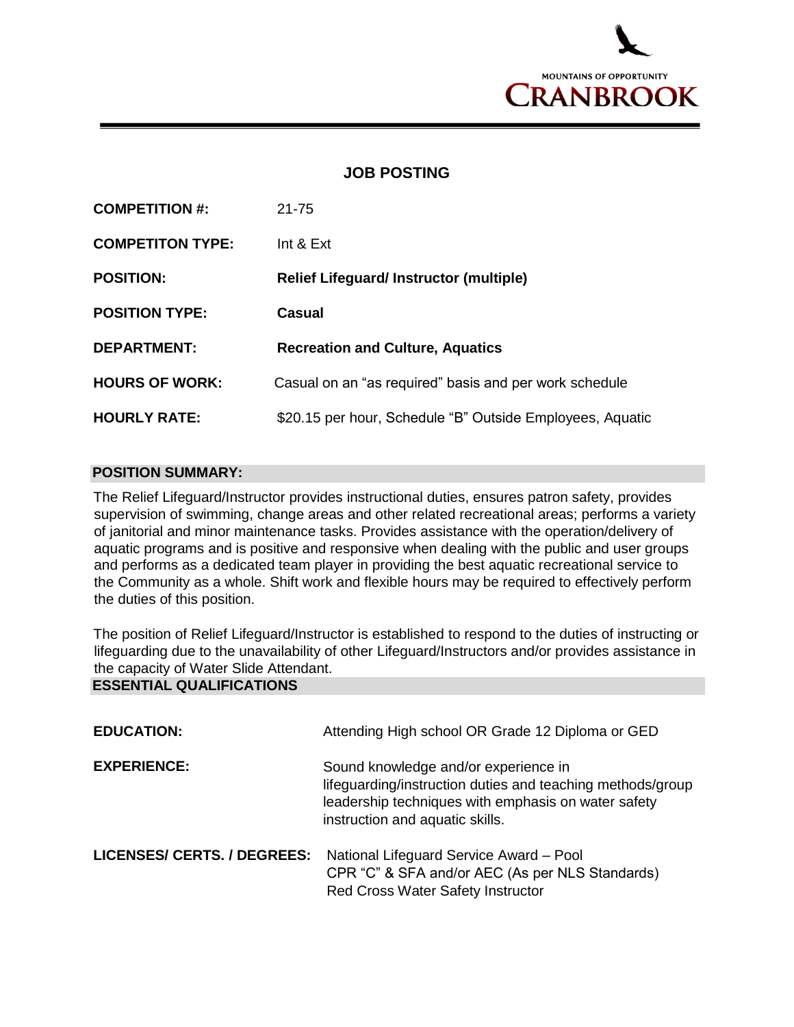MOUNTAINS OF OPPORTUNITY

CRANBROOK

# JOB POSTING

**COMPETITION #:** 21-75

**COMPETITON TYPE:** Int & Ext

**POSITION:** **Relief Lifeguard/ Instructor (multiple)**

**POSITION TYPE:** **Casual**

**DEPARTMENT:** **Recreation and Culture, Aquatics**

**HOURS OF WORK:** Casual on an "as required" basis and per work schedule

**HOURLY RATE:** $20.15 per hour, Schedule "B" Outside Employees, Aquatic

## POSITION SUMMARY:

The Relief Lifeguard/Instructor provides instructional duties, ensures patron safety, provides supervision of swimming, change areas and other related recreational areas; performs a variety of janitorial and minor maintenance tasks. Provides assistance with the operation/delivery of aquatic programs and is positive and responsive when dealing with the public and user groups and performs as a dedicated team player in providing the best aquatic recreational service to the Community as a whole. Shift work and flexible hours may be required to effectively perform the duties of this position.

The position of Relief Lifeguard/Instructor is established to respond to the duties of instructing or lifeguarding due to the unavailability of other Lifeguard/Instructors and/or provides assistance in the capacity of Water Slide Attendant.

## ESSENTIAL QUALIFICATIONS

**EDUCATION:** Attending High school OR Grade 12 Diploma or GED

**EXPERIENCE:** Sound knowledge and/or experience in lifeguarding/instruction duties and teaching methods/group leadership techniques with emphasis on water safety instruction and aquatic skills.

**LICENSES/ CERTS. / DEGREES:** National Lifeguard Service Award – Pool
CPR "C" & SFA and/or AEC (As per NLS Standards)
Red Cross Water Safety Instructor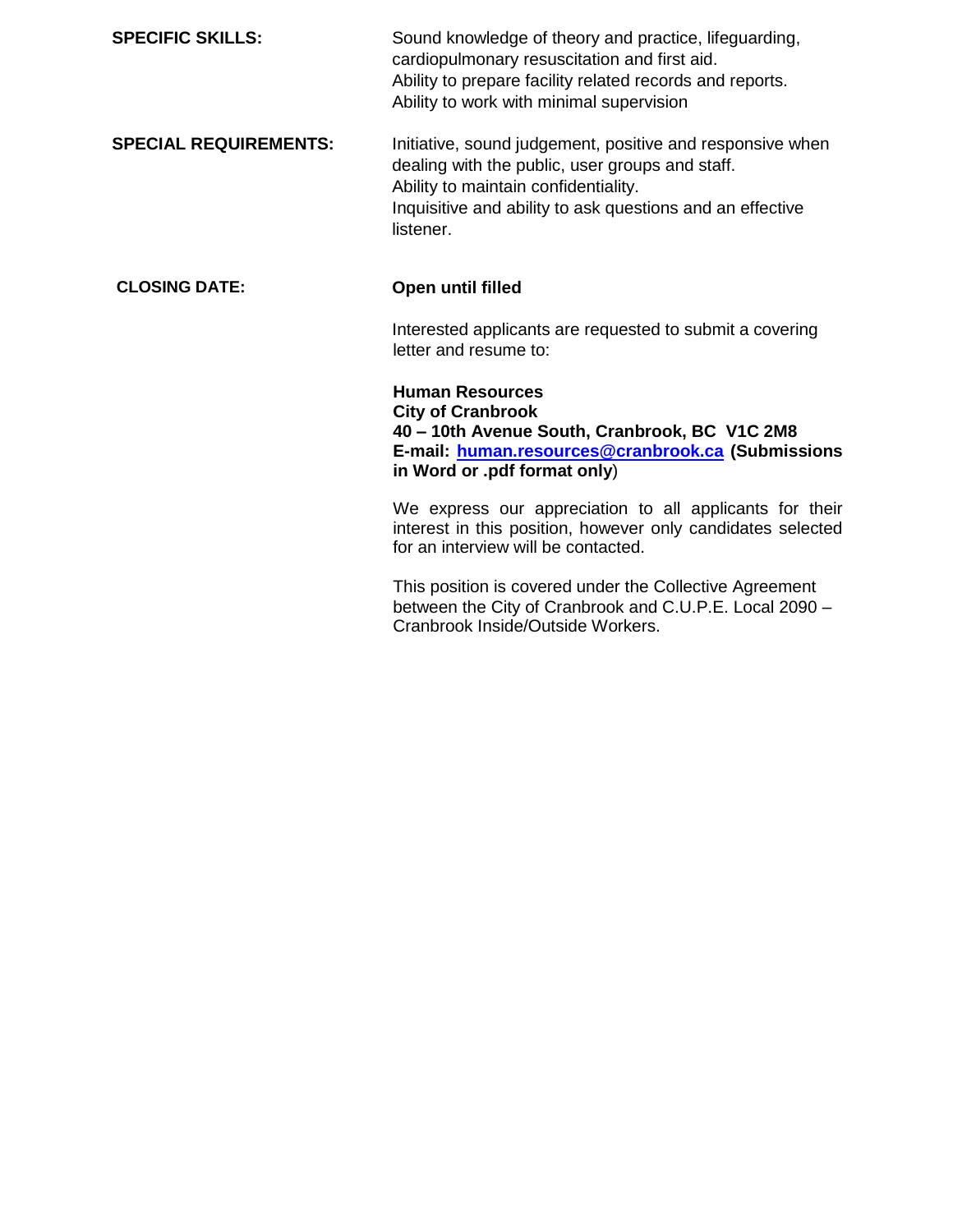**SPECIFIC SKILLS:**

Sound knowledge of theory and practice, lifeguarding, cardiopulmonary resuscitation and first aid.
Ability to prepare facility related records and reports.
Ability to work with minimal supervision

**SPECIAL REQUIREMENTS:**

Initiative, sound judgement, positive and responsive when dealing with the public, user groups and staff.
Ability to maintain confidentiality.
Inquisitive and ability to ask questions and an effective listener.

**CLOSING DATE:** **Open until filled**

Interested applicants are requested to submit a covering letter and resume to:

**Human Resources**
**City of Cranbrook**
**40 – 10th Avenue South, Cranbrook, BC V1C 2M8**
**E-mail: human.resources@cranbrook.ca (Submissions in Word or .pdf format only**)

We express our appreciation to all applicants for their interest in this position, however only candidates selected for an interview will be contacted.

This position is covered under the Collective Agreement between the City of Cranbrook and C.U.P.E. Local 2090 – Cranbrook Inside/Outside Workers.